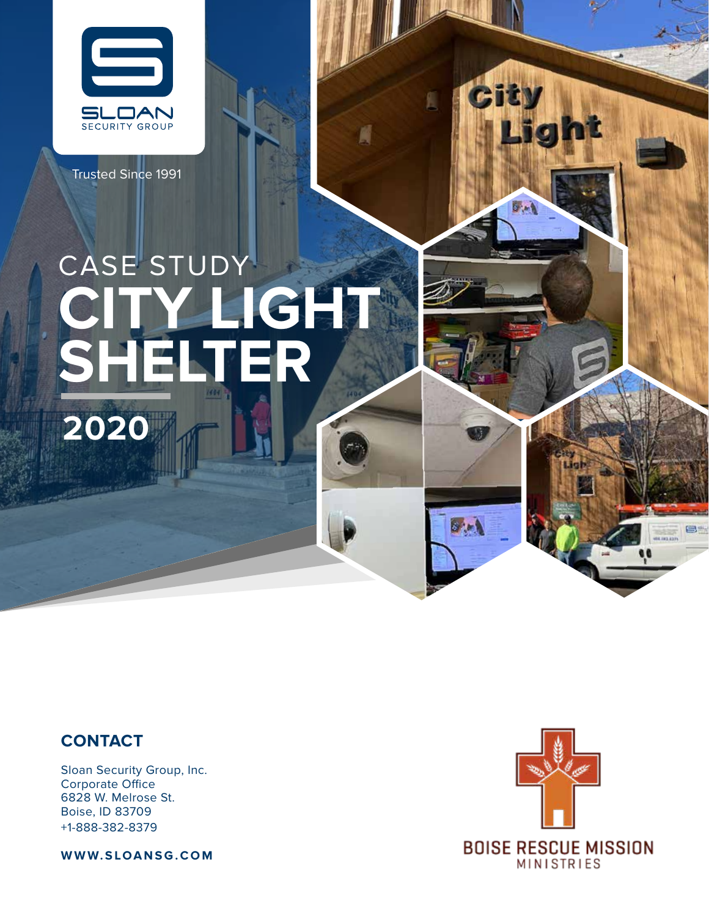SLOAN
SECURITY GROUP

Trusted Since 1991

# CASE STUDY
# CITY LIGHT SHELTER

**2020**

## CONTACT

Sloan Security Group, Inc.
Corporate Office
6828 W. Melrose St.
Boise, ID 83709
+1-888-382-8379

**WWW.SLOANSG.COM**

BOISE RESCUE MISSION
MINISTRIES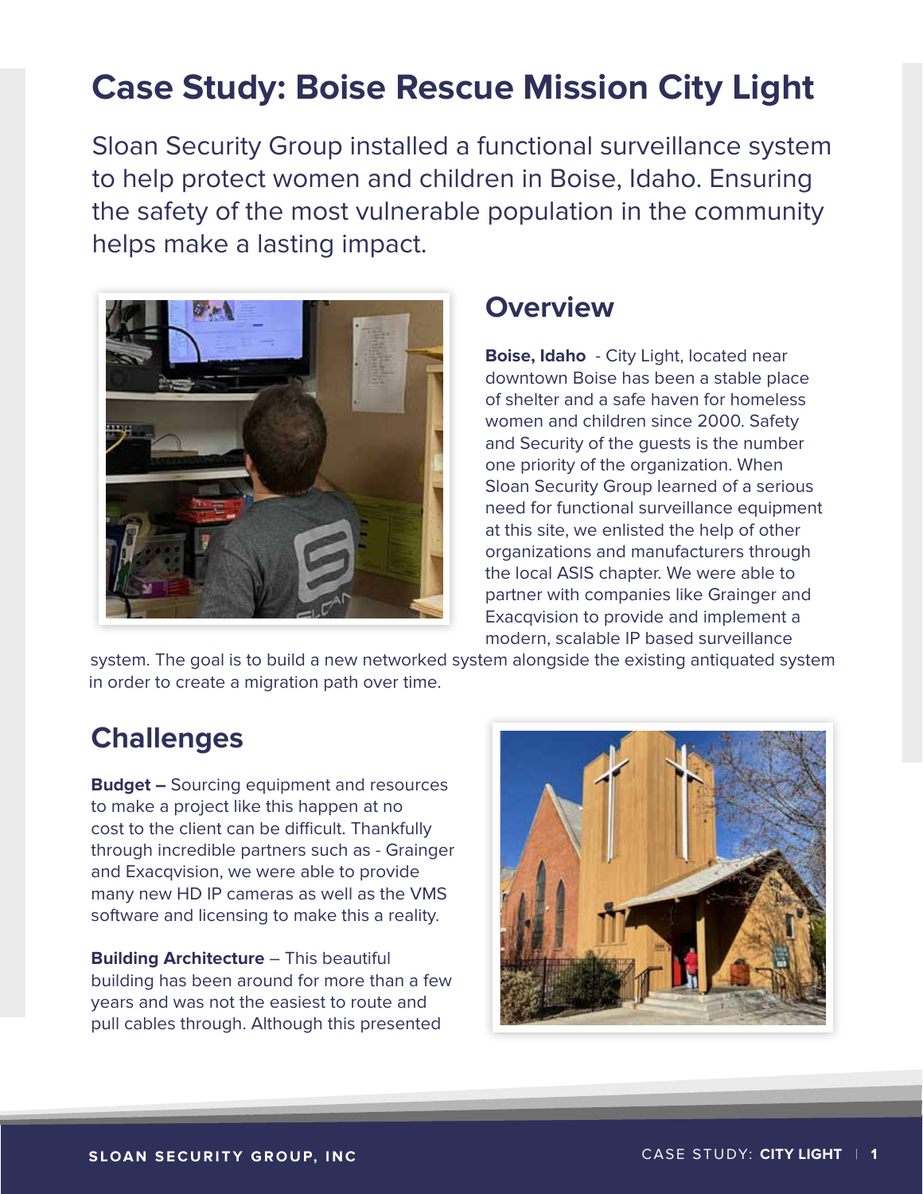# Case Study: Boise Rescue Mission City Light

Sloan Security Group installed a functional surveillance system to help protect women and children in Boise, Idaho. Ensuring the safety of the most vulnerable population in the community helps make a lasting impact.

## Overview

**Boise, Idaho** - City Light, located near downtown Boise has been a stable place of shelter and a safe haven for homeless women and children since 2000. Safety and Security of the guests is the number one priority of the organization. When Sloan Security Group learned of a serious need for functional surveillance equipment at this site, we enlisted the help of other organizations and manufacturers through the local ASIS chapter. We were able to partner with companies like Grainger and Exacqvision to provide and implement a modern, scalable IP based surveillance system. The goal is to build a new networked system alongside the existing antiquated system in order to create a migration path over time.

## Challenges

**Budget –** Sourcing equipment and resources to make a project like this happen at no cost to the client can be difficult. Thankfully through incredible partners such as - Grainger and Exacqvision, we were able to provide many new HD IP cameras as well as the VMS software and licensing to make this a reality.

**Building Architecture** – This beautiful building has been around for more than a few years and was not the easiest to route and pull cables through. Although this presented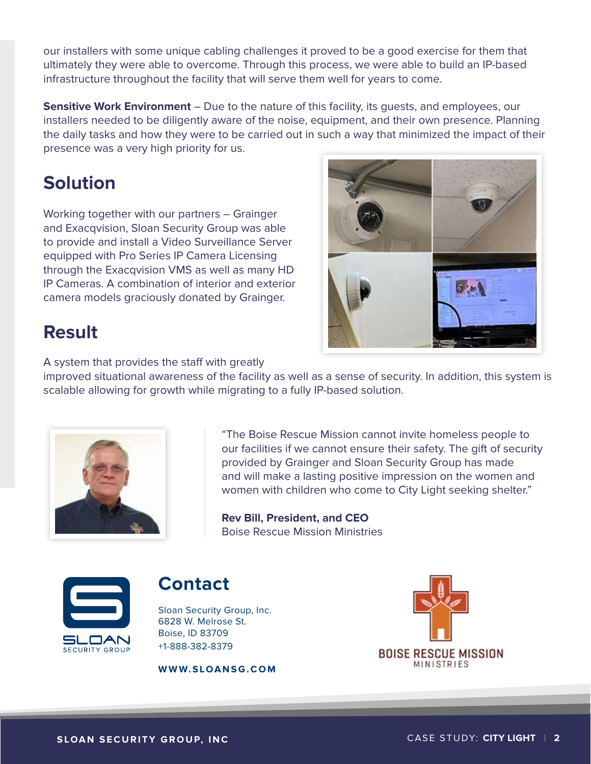our installers with some unique cabling challenges it proved to be a good exercise for them that ultimately they were able to overcome. Through this process, we were able to build an IP-based infrastructure throughout the facility that will serve them well for years to come.

**Sensitive Work Environment** – Due to the nature of this facility, its guests, and employees, our installers needed to be diligently aware of the noise, equipment, and their own presence. Planning the daily tasks and how they were to be carried out in such a way that minimized the impact of their presence was a very high priority for us.

## Solution

Working together with our partners – Grainger and Exacqvision, Sloan Security Group was able to provide and install a Video Surveillance Server equipped with Pro Series IP Camera Licensing through the Exacqvision VMS as well as many HD IP Cameras. A combination of interior and exterior camera models graciously donated by Grainger.

## Result

A system that provides the staff with greatly improved situational awareness of the facility as well as a sense of security. In addition, this system is scalable allowing for growth while migrating to a fully IP-based solution.

"The Boise Rescue Mission cannot invite homeless people to our facilities if we cannot ensure their safety. The gift of security provided by Grainger and Sloan Security Group has made and will make a lasting positive impression on the women and women with children who come to City Light seeking shelter."

**Rev Bill, President, and CEO**
Boise Rescue Mission Ministries

SLOAN SECURITY GROUP

## Contact

Sloan Security Group, Inc.
6828 W. Melrose St.
Boise, ID 83709
+1-888-382-8379

**WWW.SLOANSG.COM**

BOISE RESCUE MISSION MINISTRIES